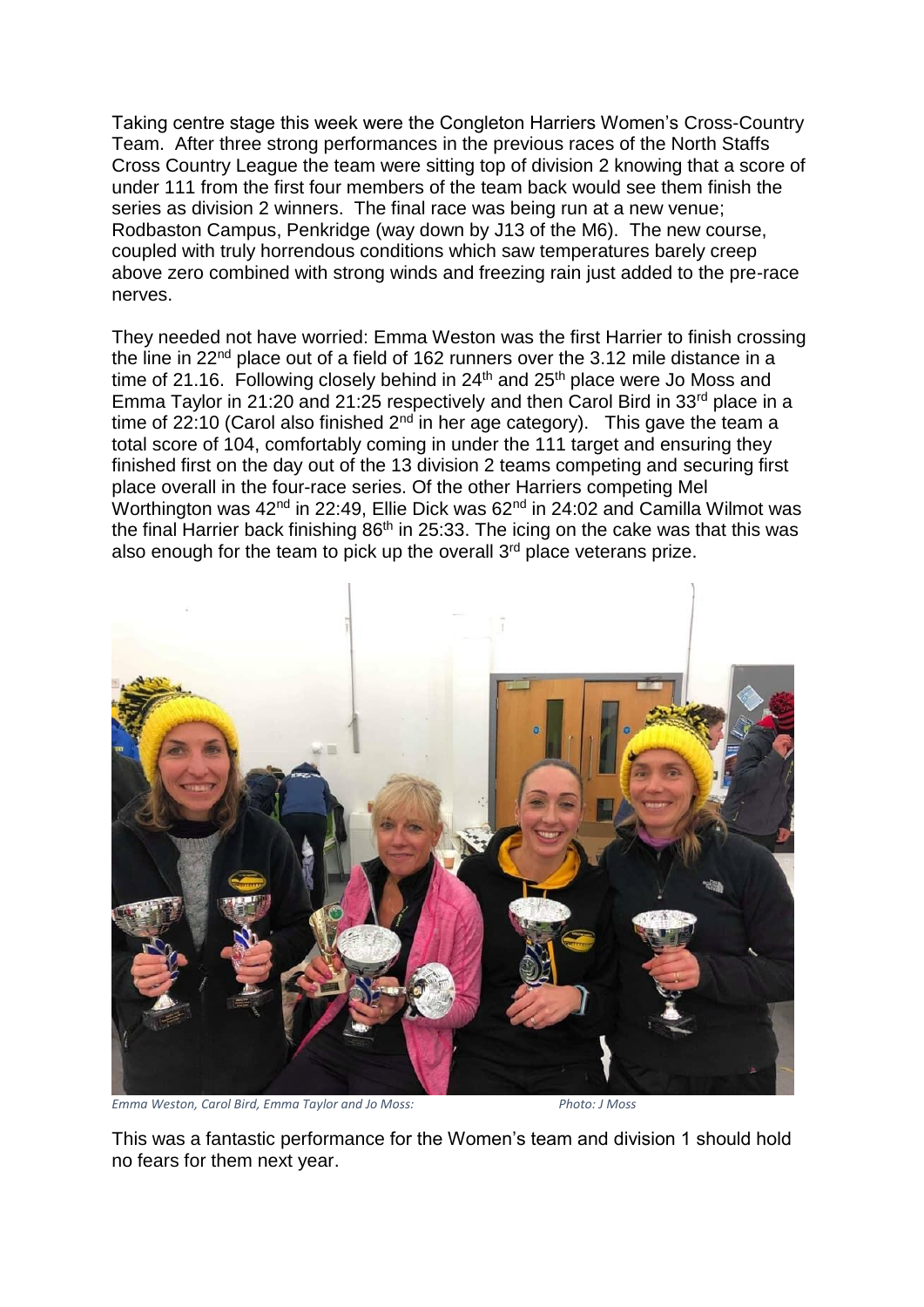Taking centre stage this week were the Congleton Harriers Women's Cross-Country Team. After three strong performances in the previous races of the North Staffs Cross Country League the team were sitting top of division 2 knowing that a score of under 111 from the first four members of the team back would see them finish the series as division 2 winners. The final race was being run at a new venue; Rodbaston Campus, Penkridge (way down by J13 of the M6). The new course, coupled with truly horrendous conditions which saw temperatures barely creep above zero combined with strong winds and freezing rain just added to the pre-race nerves.

They needed not have worried: Emma Weston was the first Harrier to finish crossing the line in 22nd place out of a field of 162 runners over the 3.12 mile distance in a time of 21.16. Following closely behind in 24th and 25th place were Jo Moss and Emma Taylor in 21:20 and 21:25 respectively and then Carol Bird in 33rd place in a time of 22:10 (Carol also finished 2nd in her age category). This gave the team a total score of 104, comfortably coming in under the 111 target and ensuring they finished first on the day out of the 13 division 2 teams competing and securing first place overall in the four-race series. Of the other Harriers competing Mel Worthington was 42nd in 22:49, Ellie Dick was 62nd in 24:02 and Camilla Wilmot was the final Harrier back finishing 86th in 25:33. The icing on the cake was that this was also enough for the team to pick up the overall 3rd place veterans prize.

*Emma Weston, Carol Bird, Emma Taylor and Jo Moss:* *Photo: J Moss*

This was a fantastic performance for the Women's team and division 1 should hold no fears for them next year.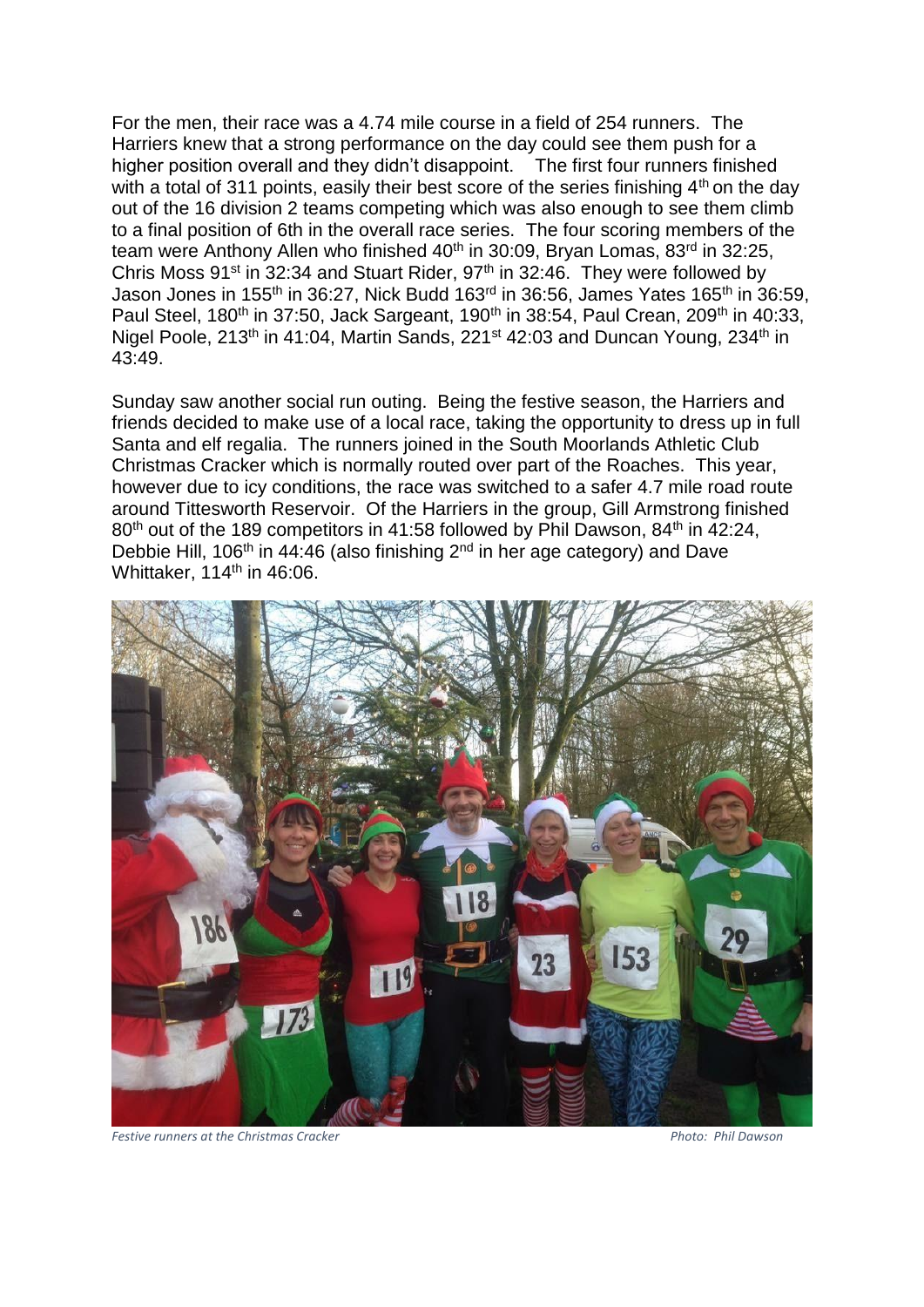For the men, their race was a 4.74 mile course in a field of 254 runners. The Harriers knew that a strong performance on the day could see them push for a higher position overall and they didn't disappoint. The first four runners finished with a total of 311 points, easily their best score of the series finishing 4th on the day out of the 16 division 2 teams competing which was also enough to see them climb to a final position of 6th in the overall race series. The four scoring members of the team were Anthony Allen who finished 40th in 30:09, Bryan Lomas, 83rd in 32:25, Chris Moss 91st in 32:34 and Stuart Rider, 97th in 32:46. They were followed by Jason Jones in 155th in 36:27, Nick Budd 163rd in 36:56, James Yates 165th in 36:59, Paul Steel, 180th in 37:50, Jack Sargeant, 190th in 38:54, Paul Crean, 209th in 40:33, Nigel Poole, 213th in 41:04, Martin Sands, 221st 42:03 and Duncan Young, 234th in 43:49.

Sunday saw another social run outing. Being the festive season, the Harriers and friends decided to make use of a local race, taking the opportunity to dress up in full Santa and elf regalia. The runners joined in the South Moorlands Athletic Club Christmas Cracker which is normally routed over part of the Roaches. This year, however due to icy conditions, the race was switched to a safer 4.7 mile road route around Tittesworth Reservoir. Of the Harriers in the group, Gill Armstrong finished 80th out of the 189 competitors in 41:58 followed by Phil Dawson, 84th in 42:24, Debbie Hill, 106th in 44:46 (also finishing 2nd in her age category) and Dave Whittaker, 114th in 46:06.

*Festive runners at the Christmas Cracker* *Photo: Phil Dawson*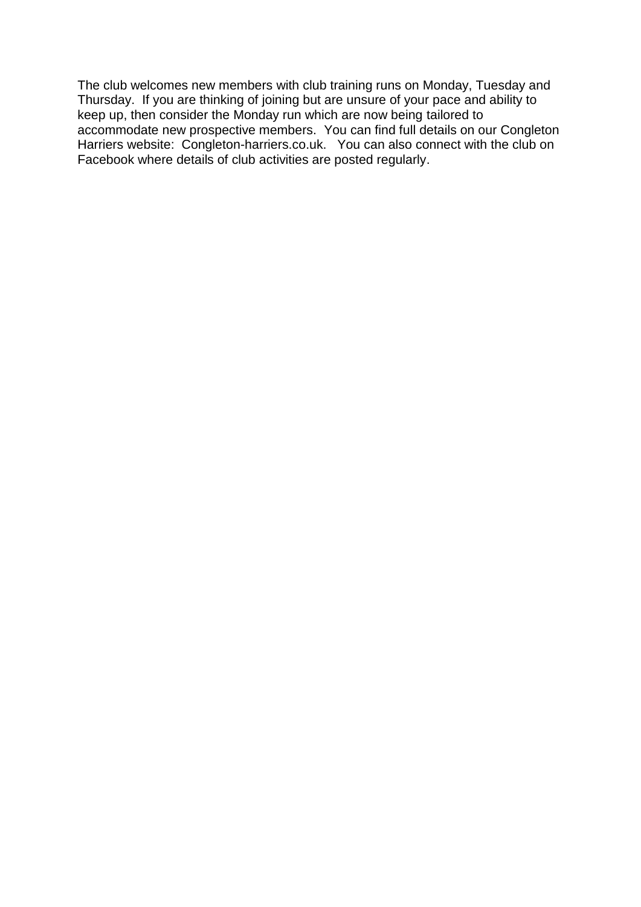The club welcomes new members with club training runs on Monday, Tuesday and Thursday. If you are thinking of joining but are unsure of your pace and ability to keep up, then consider the Monday run which are now being tailored to accommodate new prospective members. You can find full details on our Congleton Harriers website: Congleton-harriers.co.uk. You can also connect with the club on Facebook where details of club activities are posted regularly.